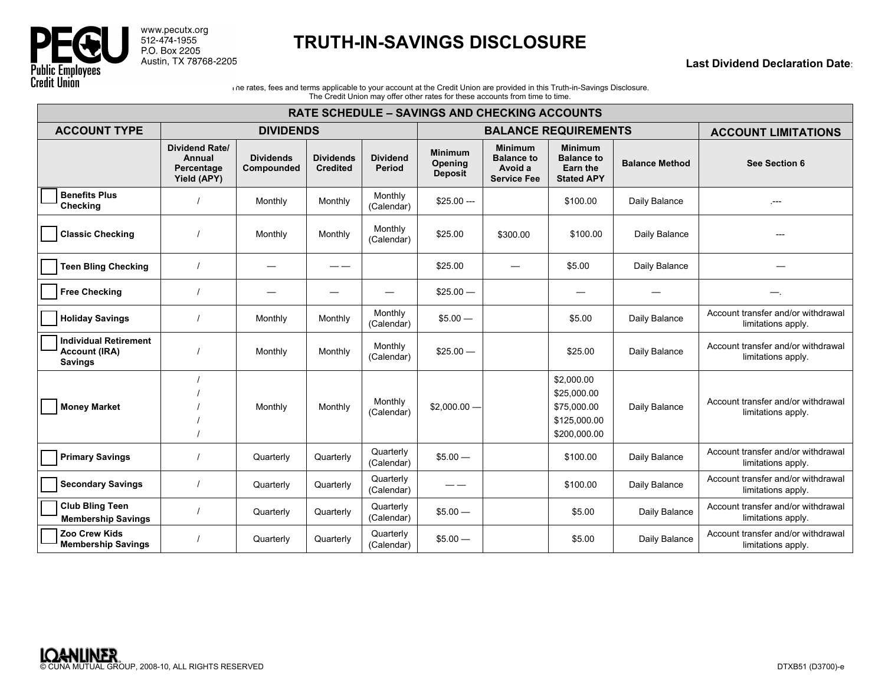PECU
Public Employees Credit Union

www.pecutx.org
512-474-1955
P.O. Box 2205
Austin, TX 78768-2205

# TRUTH-IN-SAVINGS DISCLOSURE

**Last Dividend Declaration Date**:

The rates, fees and terms applicable to your account at the Credit Union are provided in this Truth-in-Savings Disclosure. The Credit Union may offer other rates for these accounts from time to time.

| RATE SCHEDULE – SAVINGS AND CHECKING ACCOUNTS | | | | | | | | | |
|---|---|---|---|---|---|---|---|---|---|
| **ACCOUNT TYPE** | **DIVIDENDS** | | | | **BALANCE REQUIREMENTS** | | | | **ACCOUNT LIMITATIONS** |
| | **Dividend Rate/ Annual Percentage Yield (APY)** | **Dividends Compounded** | **Dividends Credited** | **Dividend Period** | **Minimum Opening Deposit** | **Minimum Balance to Avoid a Service Fee** | **Minimum Balance to Earn the Stated APY** | **Balance Method** | **See Section 6** |
| ☐ **Benefits Plus Checking** | / | Monthly | Monthly | Monthly (Calendar) | $25.00 --- | | $100.00 | Daily Balance | .--- |
| ☐ **Classic Checking** | / | Monthly | Monthly | Monthly (Calendar) | $25.00 | $300.00 | $100.00 | Daily Balance | --- |
| ☐ **Teen Bling Checking** | / | — | — — | | $25.00 | — | $5.00 | Daily Balance | — |
| ☐ **Free Checking** | / | — | — | — | $25.00 — | | — | — | —. |
| ☐ **Holiday Savings** | / | Monthly | Monthly | Monthly (Calendar) | $5.00 — | | $5.00 | Daily Balance | Account transfer and/or withdrawal limitations apply. |
| ☐ **Individual Retirement Account (IRA) Savings** | / | Monthly | Monthly | Monthly (Calendar) | $25.00 — | | $25.00 | Daily Balance | Account transfer and/or withdrawal limitations apply. |
| ☐ **Money Market** | / / / / / | Monthly | Monthly | Monthly (Calendar) | $2,000.00 — | | $2,000.00 $25,000.00 $75,000.00 $125,000.00 $200,000.00 | Daily Balance | Account transfer and/or withdrawal limitations apply. |
| ☐ **Primary Savings** | / | Quarterly | Quarterly | Quarterly (Calendar) | $5.00 — | | $100.00 | Daily Balance | Account transfer and/or withdrawal limitations apply. |
| ☐ **Secondary Savings** | / | Quarterly | Quarterly | Quarterly (Calendar) | — — | | $100.00 | Daily Balance | Account transfer and/or withdrawal limitations apply. |
| ☐ **Club Bling Teen Membership Savings** | / | Quarterly | Quarterly | Quarterly (Calendar) | $5.00 — | | $5.00 | Daily Balance | Account transfer and/or withdrawal limitations apply. |
| ☐ **Zoo Crew Kids Membership Savings** | / | Quarterly | Quarterly | Quarterly (Calendar) | $5.00 — | | $5.00 | Daily Balance | Account transfer and/or withdrawal limitations apply. |

LOANLINER
© CUNA MUTUAL GROUP, 2008-10, ALL RIGHTS RESERVED

DTXB51 (D3700)-e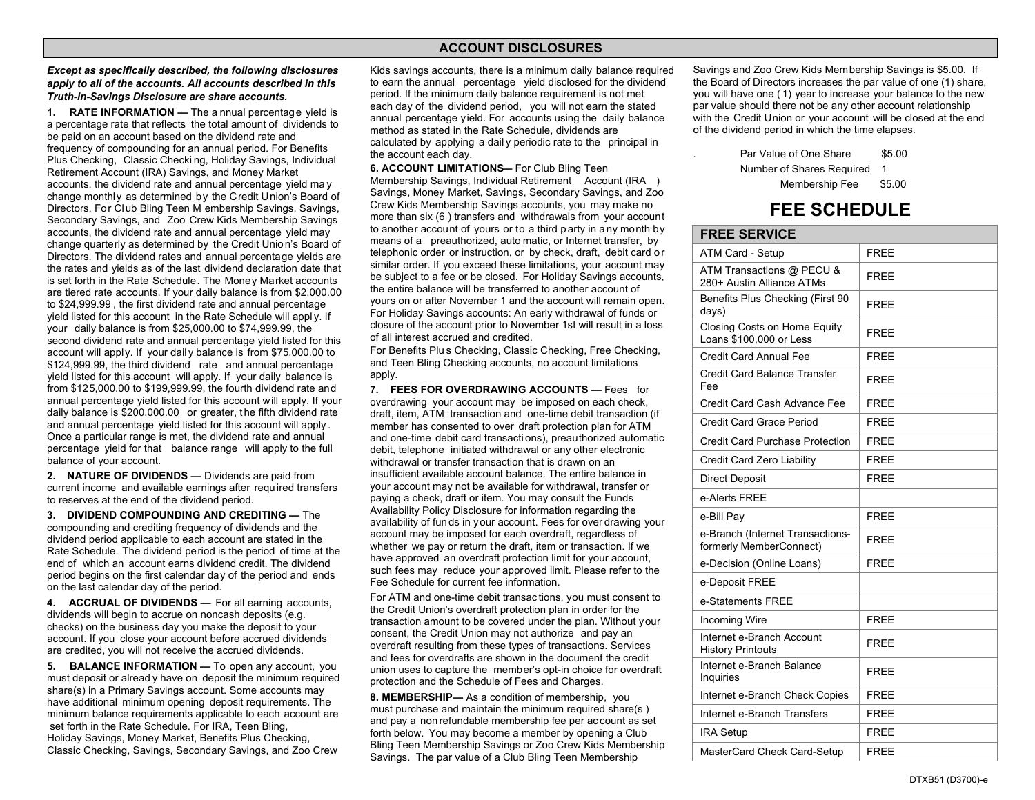## ACCOUNT DISCLOSURES

***Except as specifically described, the following disclosures apply to all of the accounts. All accounts described in this Truth-in-Savings Disclosure are share accounts.***

**1. RATE INFORMATION —** The annual percentage yield is a percentage rate that reflects the total amount of dividends to be paid on an account based on the dividend rate and frequency of compounding for an annual period. For Benefits Plus Checking, Classic Checking, Holiday Savings, Individual Retirement Account (IRA) Savings, and Money Market accounts, the dividend rate and annual percentage yield may change monthly as determined by the Credit Union's Board of Directors. For Club Bling Teen Membership Savings, Savings, Secondary Savings, and Zoo Crew Kids Membership Savings accounts, the dividend rate and annual percentage yield may change quarterly as determined by the Credit Union's Board of Directors. The dividend rates and annual percentage yields are the rates and yields as of the last dividend declaration date that is set forth in the Rate Schedule. The Money Market accounts are tiered rate accounts. If your daily balance is from $2,000.00 to $24,999.99, the first dividend rate and annual percentage yield listed for this account in the Rate Schedule will apply. If your daily balance is from $25,000.00 to $74,999.99, the second dividend rate and annual percentage yield listed for this account will apply. If your daily balance is from $75,000.00 to $124,999.99, the third dividend rate and annual percentage yield listed for this account will apply. If your daily balance is from $125,000.00 to $199,999.99, the fourth dividend rate and annual percentage yield listed for this account will apply. If your daily balance is $200,000.00 or greater, the fifth dividend rate and annual percentage yield listed for this account will apply. Once a particular range is met, the dividend rate and annual percentage yield for that balance range will apply to the full balance of your account.

**2. NATURE OF DIVIDENDS —** Dividends are paid from current income and available earnings after required transfers to reserves at the end of the dividend period.

**3. DIVIDEND COMPOUNDING AND CREDITING —** The compounding and crediting frequency of dividends and the dividend period applicable to each account are stated in the Rate Schedule. The dividend period is the period of time at the end of which an account earns dividend credit. The dividend period begins on the first calendar day of the period and ends on the last calendar day of the period.

**4. ACCRUAL OF DIVIDENDS —** For all earning accounts, dividends will begin to accrue on noncash deposits (e.g. checks) on the business day you make the deposit to your account. If you close your account before accrued dividends are credited, you will not receive the accrued dividends.

**5. BALANCE INFORMATION —** To open any account, you must deposit or already have on deposit the minimum required share(s) in a Primary Savings account. Some accounts may have additional minimum opening deposit requirements. The minimum balance requirements applicable to each account are set forth in the Rate Schedule. For IRA, Teen Bling, Holiday Savings, Money Market, Benefits Plus Checking, Classic Checking, Savings, Secondary Savings, and Zoo Crew Kids savings accounts, there is a minimum daily balance required to earn the annual percentage yield disclosed for the dividend period. If the minimum daily balance requirement is not met each day of the dividend period, you will not earn the stated annual percentage yield. For accounts using the daily balance method as stated in the Rate Schedule, dividends are calculated by applying a daily periodic rate to the principal in the account each day.

**6. ACCOUNT LIMITATIONS—** For Club Bling Teen Membership Savings, Individual Retirement Account (IRA) Savings, Money Market, Savings, Secondary Savings, and Zoo Crew Kids Membership Savings accounts, you may make no more than six (6) transfers and withdrawals from your account to another account of yours or to a third party in any month by means of a preauthorized, automatic, or Internet transfer, by telephonic order or instruction, or by check, draft, debit card or similar order. If you exceed these limitations, your account may be subject to a fee or be closed. For Holiday Savings accounts, the entire balance will be transferred to another account of yours on or after November 1 and the account will remain open. For Holiday Savings accounts: An early withdrawal of funds or closure of the account prior to November 1st will result in a loss of all interest accrued and credited.

For Benefits Plus Checking, Classic Checking, Free Checking, and Teen Bling Checking accounts, no account limitations apply.

**7. FEES FOR OVERDRAWING ACCOUNTS —** Fees for overdrawing your account may be imposed on each check, draft, item, ATM transaction and one-time debit transaction (if member has consented to over draft protection plan for ATM and one-time debit card transactions), preauthorized automatic debit, telephone initiated withdrawal or any other electronic withdrawal or transfer transaction that is drawn on an insufficient available account balance. The entire balance in your account may not be available for withdrawal, transfer or paying a check, draft or item. You may consult the Funds Availability Policy Disclosure for information regarding the availability of funds in your account. Fees for overdrawing your account may be imposed for each overdraft, regardless of whether we pay or return the draft, item or transaction. If we have approved an overdraft protection limit for your account, such fees may reduce your approved limit. Please refer to the Fee Schedule for current fee information.

For ATM and one-time debit transactions, you must consent to the Credit Union's overdraft protection plan in order for the transaction amount to be covered under the plan. Without your consent, the Credit Union may not authorize and pay an overdraft resulting from these types of transactions. Services and fees for overdrafts are shown in the document the credit union uses to capture the member's opt-in choice for overdraft protection and the Schedule of Fees and Charges.

**8. MEMBERSHIP—** As a condition of membership, you must purchase and maintain the minimum required share(s) and pay a nonrefundable membership fee per account as set forth below. You may become a member by opening a Club Bling Teen Membership Savings or Zoo Crew Kids Membership Savings. The par value of a Club Bling Teen Membership Savings and Zoo Crew Kids Membership Savings is $5.00. If the Board of Directors increases the par value of one (1) share, you will have one (1) year to increase your balance to the new par value should there not be any other account relationship with the Credit Union or your account will be closed at the end of the dividend period in which the time elapses.

| | |
|---|---|
| Par Value of One Share | $5.00 |
| Number of Shares Required | 1 |
| Membership Fee | $5.00 |

# FEE SCHEDULE

| FREE SERVICE | |
|---|---|
| ATM Card - Setup | FREE |
| ATM Transactions @ PECU & 280+ Austin Alliance ATMs | FREE |
| Benefits Plus Checking (First 90 days) | FREE |
| Closing Costs on Home Equity Loans $100,000 or Less | FREE |
| Credit Card Annual Fee | FREE |
| Credit Card Balance Transfer Fee | FREE |
| Credit Card Cash Advance Fee | FREE |
| Credit Card Grace Period | FREE |
| Credit Card Purchase Protection | FREE |
| Credit Card Zero Liability | FREE |
| Direct Deposit | FREE |
| e-Alerts FREE | |
| e-Bill Pay | FREE |
| e-Branch (Internet Transactions-formerly MemberConnect) | FREE |
| e-Decision (Online Loans) | FREE |
| e-Deposit FREE | |
| e-Statements FREE | |
| Incoming Wire | FREE |
| Internet e-Branch Account History Printouts | FREE |
| Internet e-Branch Balance Inquiries | FREE |
| Internet e-Branch Check Copies | FREE |
| Internet e-Branch Transfers | FREE |
| IRA Setup | FREE |
| MasterCard Check Card-Setup | FREE |

DTXB51 (D3700)-e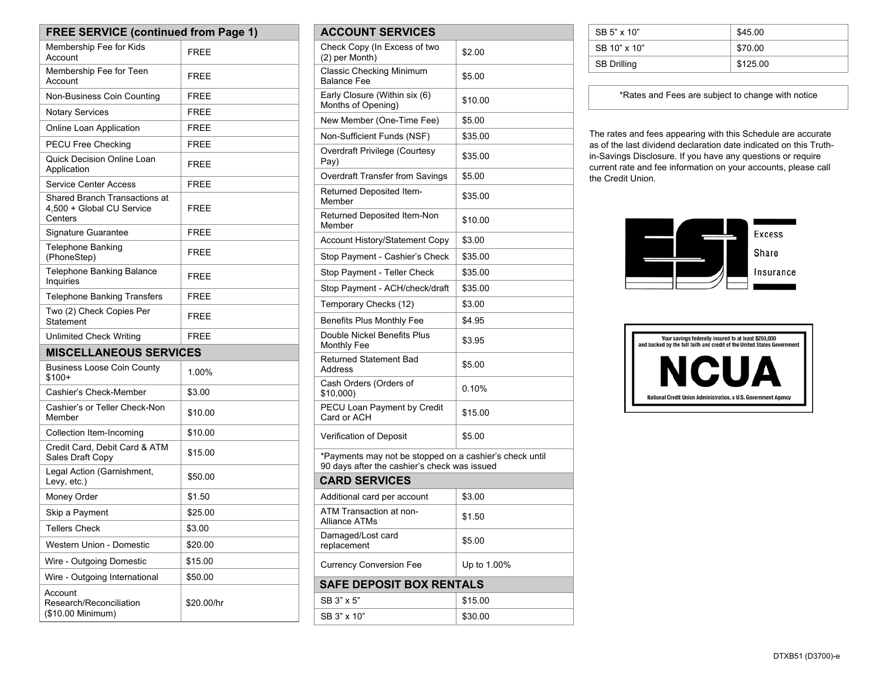| FREE SERVICE (continued from Page 1) | |
|---|---|
| Membership Fee for Kids Account | FREE |
| Membership Fee for Teen Account | FREE |
| Non-Business Coin Counting | FREE |
| Notary Services | FREE |
| Online Loan Application | FREE |
| PECU Free Checking | FREE |
| Quick Decision Online Loan Application | FREE |
| Service Center Access | FREE |
| Shared Branch Transactions at 4,500 + Global CU Service Centers | FREE |
| Signature Guarantee | FREE |
| Telephone Banking (PhoneStep) | FREE |
| Telephone Banking Balance Inquiries | FREE |
| Telephone Banking Transfers | FREE |
| Two (2) Check Copies Per Statement | FREE |
| Unlimited Check Writing | FREE |

| MISCELLANEOUS SERVICES | |
|---|---|
| Business Loose Coin County $100+ | 1.00% |
| Cashier's Check-Member | $3.00 |
| Cashier's or Teller Check-Non Member | $10.00 |
| Collection Item-Incoming | $10.00 |
| Credit Card, Debit Card & ATM Sales Draft Copy | $15.00 |
| Legal Action (Garnishment, Levy, etc.) | $50.00 |
| Money Order | $1.50 |
| Skip a Payment | $25.00 |
| Tellers Check | $3.00 |
| Western Union - Domestic | $20.00 |
| Wire - Outgoing Domestic | $15.00 |
| Wire - Outgoing International | $50.00 |
| Account Research/Reconciliation ($10.00 Minimum) | $20.00/hr |

| ACCOUNT SERVICES | |
|---|---|
| Check Copy (In Excess of two (2) per Month) | $2.00 |
| Classic Checking Minimum Balance Fee | $5.00 |
| Early Closure (Within six (6) Months of Opening) | $10.00 |
| New Member (One-Time Fee) | $5.00 |
| Non-Sufficient Funds (NSF) | $35.00 |
| Overdraft Privilege (Courtesy Pay) | $35.00 |
| Overdraft Transfer from Savings | $5.00 |
| Returned Deposited Item-Member | $35.00 |
| Returned Deposited Item-Non Member | $10.00 |
| Account History/Statement Copy | $3.00 |
| Stop Payment - Cashier's Check | $35.00 |
| Stop Payment - Teller Check | $35.00 |
| Stop Payment - ACH/check/draft | $35.00 |
| Temporary Checks (12) | $3.00 |
| Benefits Plus Monthly Fee | $4.95 |
| Double Nickel Benefits Plus Monthly Fee | $3.95 |
| Returned Statement Bad Address | $5.00 |
| Cash Orders (Orders of $10,000) | 0.10% |
| PECU Loan Payment by Credit Card or ACH | $15.00 |
| Verification of Deposit | $5.00 |

*Payments may not be stopped on a cashier's check until 90 days after the cashier's check was issued

| CARD SERVICES | |
|---|---|
| Additional card per account | $3.00 |
| ATM Transaction at non-Alliance ATMs | $1.50 |
| Damaged/Lost card replacement | $5.00 |
| Currency Conversion Fee | Up to 1.00% |

| SAFE DEPOSIT BOX RENTALS | |
|---|---|
| SB 3" x 5" | $15.00 |
| SB 3" x 10" | $30.00 |
| SB 5" x 10" | $45.00 |
| SB 10" x 10" | $70.00 |
| SB Drilling | $125.00 |

*Rates and Fees are subject to change with notice

The rates and fees appearing with this Schedule are accurate as of the last dividend declaration date indicated on this Truth-in-Savings Disclosure. If you have any questions or require current rate and fee information on your accounts, please call the Credit Union.

ESI Excess Share Insurance

Your savings federally insured to at least $250,000 and backed by the full faith and credit of the United States Government

NCUA

National Credit Union Administration, a U.S. Government Agency

DTXB51 (D3700)-e